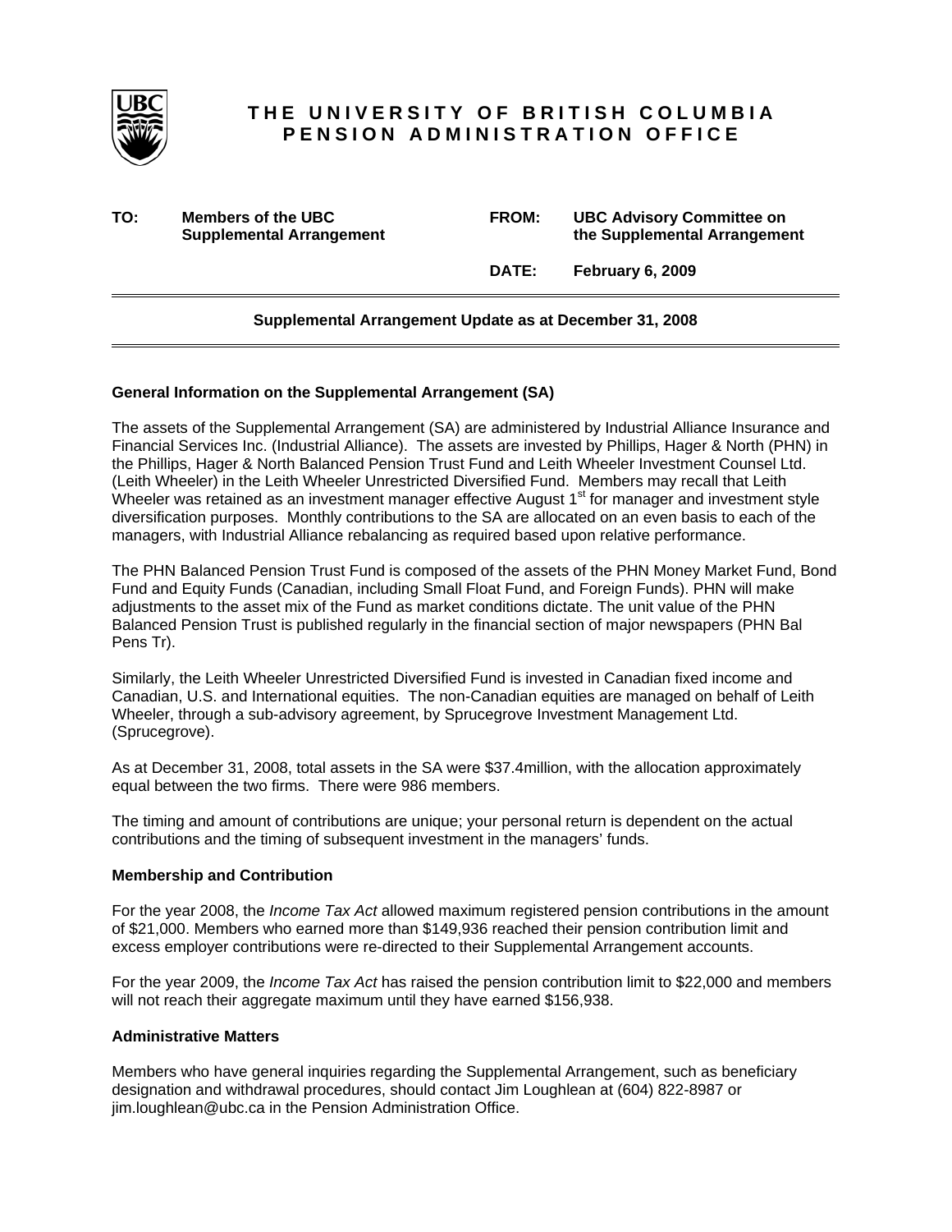# THE UNIVERSITY OF BRITISH COLUMBIA
## PENSION ADMINISTRATION OFFICE

| | | | |
|---|---|---|---|
| **TO:** | **Members of the UBC Supplemental Arrangement** | **FROM:** | **UBC Advisory Committee on the Supplemental Arrangement** |
| | | **DATE:** | **February 6, 2009** |

**Supplemental Arrangement Update as at December 31, 2008**

### General Information on the Supplemental Arrangement (SA)

The assets of the Supplemental Arrangement (SA) are administered by Industrial Alliance Insurance and Financial Services Inc. (Industrial Alliance). The assets are invested by Phillips, Hager & North (PHN) in the Phillips, Hager & North Balanced Pension Trust Fund and Leith Wheeler Investment Counsel Ltd. (Leith Wheeler) in the Leith Wheeler Unrestricted Diversified Fund. Members may recall that Leith Wheeler was retained as an investment manager effective August 1st for manager and investment style diversification purposes. Monthly contributions to the SA are allocated on an even basis to each of the managers, with Industrial Alliance rebalancing as required based upon relative performance.

The PHN Balanced Pension Trust Fund is composed of the assets of the PHN Money Market Fund, Bond Fund and Equity Funds (Canadian, including Small Float Fund, and Foreign Funds). PHN will make adjustments to the asset mix of the Fund as market conditions dictate. The unit value of the PHN Balanced Pension Trust is published regularly in the financial section of major newspapers (PHN Bal Pens Tr).

Similarly, the Leith Wheeler Unrestricted Diversified Fund is invested in Canadian fixed income and Canadian, U.S. and International equities. The non-Canadian equities are managed on behalf of Leith Wheeler, through a sub-advisory agreement, by Sprucegrove Investment Management Ltd. (Sprucegrove).

As at December 31, 2008, total assets in the SA were $37.4million, with the allocation approximately equal between the two firms. There were 986 members.

The timing and amount of contributions are unique; your personal return is dependent on the actual contributions and the timing of subsequent investment in the managers' funds.

### Membership and Contribution

For the year 2008, the *Income Tax Act* allowed maximum registered pension contributions in the amount of $21,000. Members who earned more than $149,936 reached their pension contribution limit and excess employer contributions were re-directed to their Supplemental Arrangement accounts.

For the year 2009, the *Income Tax Act* has raised the pension contribution limit to $22,000 and members will not reach their aggregate maximum until they have earned $156,938.

### Administrative Matters

Members who have general inquiries regarding the Supplemental Arrangement, such as beneficiary designation and withdrawal procedures, should contact Jim Loughlean at (604) 822-8987 or jim.loughlean@ubc.ca in the Pension Administration Office.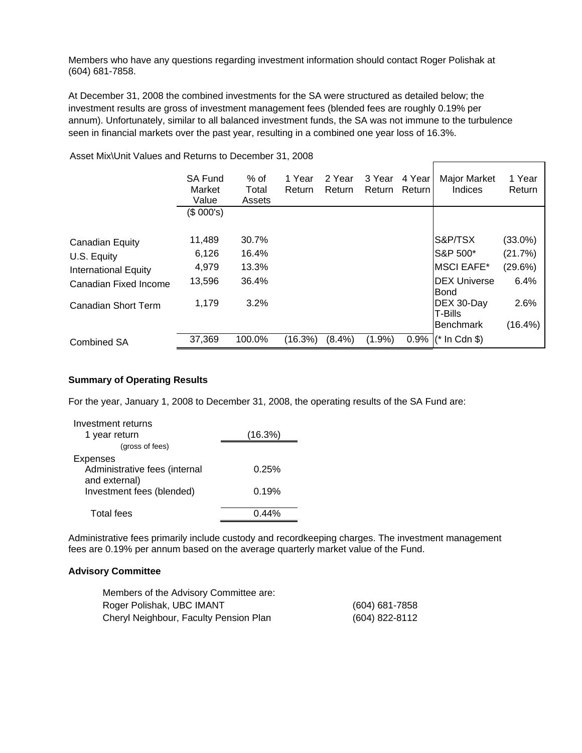Members who have any questions regarding investment information should contact Roger Polishak at (604) 681-7858.

At December 31, 2008 the combined investments for the SA were structured as detailed below; the investment results are gross of investment management fees (blended fees are roughly 0.19% per annum). Unfortunately, similar to all balanced investment funds, the SA was not immune to the turbulence seen in financial markets over the past year, resulting in a combined one year loss of 16.3%.

Asset Mix\Unit Values and Returns to December 31, 2008

| | SA Fund Market Value ($ 000's) | % of Total Assets | 1 Year Return | 2 Year Return | 3 Year Return | 4 Year Return | Major Market Indices | 1 Year Return |
|---|---|---|---|---|---|---|---|---|
| Canadian Equity | 11,489 | 30.7% | | | | | S&P/TSX | (33.0%) |
| U.S. Equity | 6,126 | 16.4% | | | | | S&P 500* | (21.7%) |
| International Equity | 4,979 | 13.3% | | | | | MSCI EAFE* | (29.6%) |
| Canadian Fixed Income | 13,596 | 36.4% | | | | | DEX Universe Bond | 6.4% |
| Canadian Short Term | 1,179 | 3.2% | | | | | DEX 30-Day T-Bills | 2.6% |
| | | | | | | | Benchmark | (16.4%) |
| Combined SA | 37,369 | 100.0% | (16.3%) | (8.4%) | (1.9%) | 0.9% | (* In Cdn $) | |

**Summary of Operating Results**

For the year, January 1, 2008 to December 31, 2008, the operating results of the SA Fund are:

| | |
|---|---|
| Investment returns | |
| 1 year return (gross of fees) | (16.3%) |
| Expenses | |
| Administrative fees (internal and external) | 0.25% |
| Investment fees (blended) | 0.19% |
| Total fees | 0.44% |

Administrative fees primarily include custody and recordkeeping charges. The investment management fees are 0.19% per annum based on the average quarterly market value of the Fund.

**Advisory Committee**

| | |
|---|---|
| Members of the Advisory Committee are: | |
| Roger Polishak, UBC IMANT | (604) 681-7858 |
| Cheryl Neighbour, Faculty Pension Plan | (604) 822-8112 |